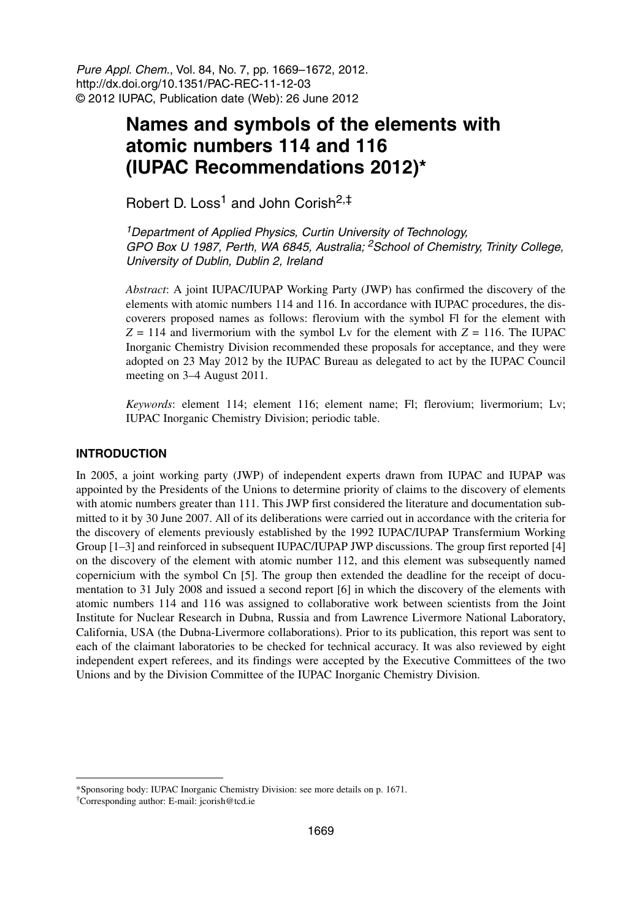Pure Appl. Chem., Vol. 84, No. 7, pp. 1669–1672, 2012.
http://dx.doi.org/10.1351/PAC-REC-11-12-03
© 2012 IUPAC, Publication date (Web): 26 June 2012

# Names and symbols of the elements with atomic numbers 114 and 116 (IUPAC Recommendations 2012)*

Robert D. Loss[1] and John Corish[2,‡]

[1]*Department of Applied Physics, Curtin University of Technology, GPO Box U 1987, Perth, WA 6845, Australia;* [2]*School of Chemistry, Trinity College, University of Dublin, Dublin 2, Ireland*

*Abstract*: A joint IUPAC/IUPAP Working Party (JWP) has confirmed the discovery of the elements with atomic numbers 114 and 116. In accordance with IUPAC procedures, the discoverers proposed names as follows: flerovium with the symbol Fl for the element with $Z = 114$ and livermorium with the symbol Lv for the element with $Z = 116$. The IUPAC Inorganic Chemistry Division recommended these proposals for acceptance, and they were adopted on 23 May 2012 by the IUPAC Bureau as delegated to act by the IUPAC Council meeting on 3–4 August 2011.

*Keywords*: element 114; element 116; element name; Fl; flerovium; livermorium; Lv; IUPAC Inorganic Chemistry Division; periodic table.

## INTRODUCTION

In 2005, a joint working party (JWP) of independent experts drawn from IUPAC and IUPAP was appointed by the Presidents of the Unions to determine priority of claims to the discovery of elements with atomic numbers greater than 111. This JWP first considered the literature and documentation submitted to it by 30 June 2007. All of its deliberations were carried out in accordance with the criteria for the discovery of elements previously established by the 1992 IUPAC/IUPAP Transfermium Working Group [1–3] and reinforced in subsequent IUPAC/IUPAP JWP discussions. The group first reported [4] on the discovery of the element with atomic number 112, and this element was subsequently named copernicium with the symbol Cn [5]. The group then extended the deadline for the receipt of documentation to 31 July 2008 and issued a second report [6] in which the discovery of the elements with atomic numbers 114 and 116 was assigned to collaborative work between scientists from the Joint Institute for Nuclear Research in Dubna, Russia and from Lawrence Livermore National Laboratory, California, USA (the Dubna-Livermore collaborations). Prior to its publication, this report was sent to each of the claimant laboratories to be checked for technical accuracy. It was also reviewed by eight independent expert referees, and its findings were accepted by the Executive Committees of the two Unions and by the Division Committee of the IUPAC Inorganic Chemistry Division.

---

*Sponsoring body: IUPAC Inorganic Chemistry Division: see more details on p. 1671.

‡Corresponding author: E-mail: jcorish@tcd.ie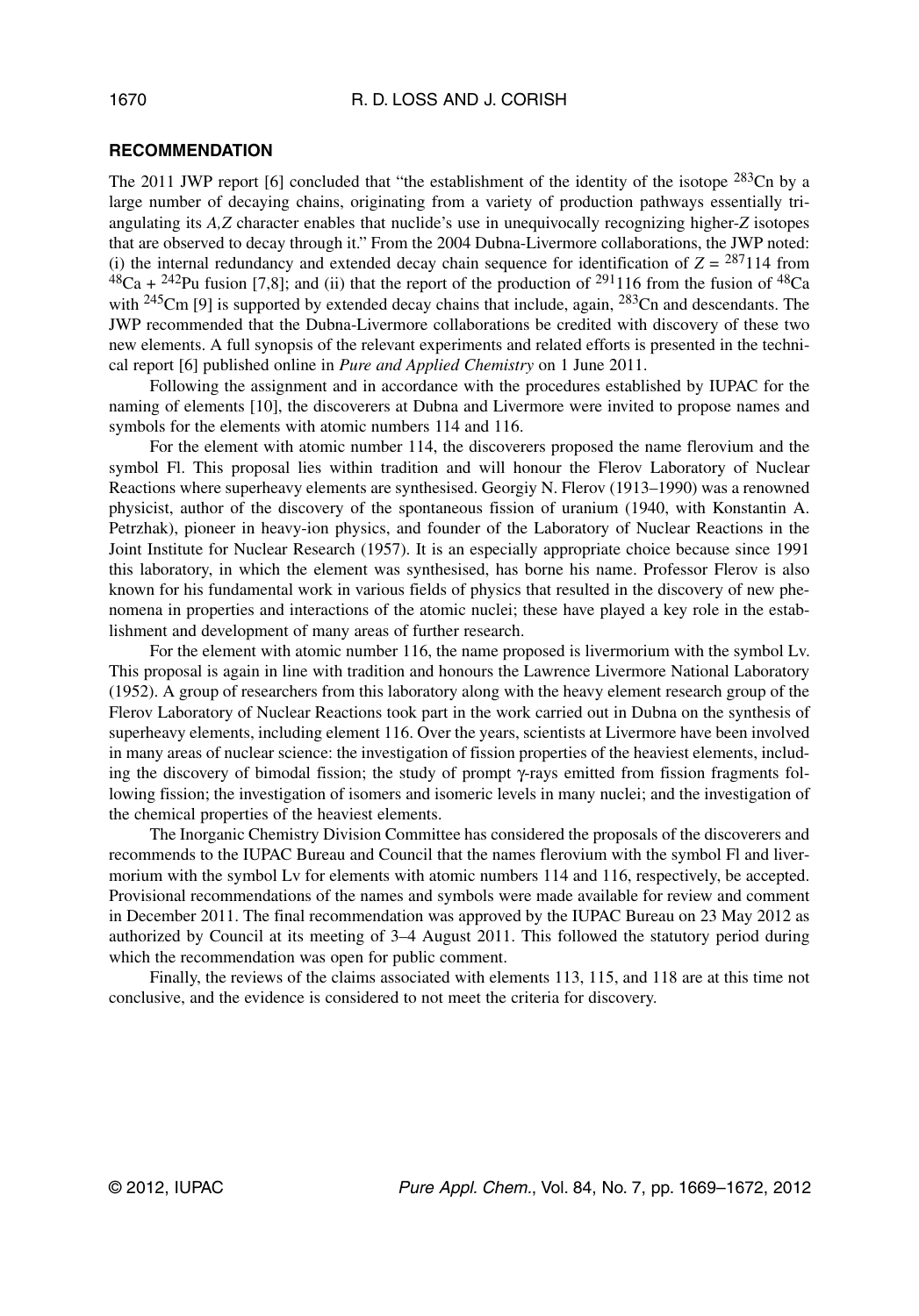## RECOMMENDATION

The 2011 JWP report [6] concluded that "the establishment of the identity of the isotope $^{283}$Cn by a large number of decaying chains, originating from a variety of production pathways essentially triangulating its *A,Z* character enables that nuclide's use in unequivocally recognizing higher-*Z* isotopes that are observed to decay through it." From the 2004 Dubna-Livermore collaborations, the JWP noted: (i) the internal redundancy and extended decay chain sequence for identification of $Z = {}^{287}114$ from $^{48}$Ca + $^{242}$Pu fusion [7,8]; and (ii) that the report of the production of $^{291}$116 from the fusion of $^{48}$Ca with $^{245}$Cm [9] is supported by extended decay chains that include, again, $^{283}$Cn and descendants. The JWP recommended that the Dubna-Livermore collaborations be credited with discovery of these two new elements. A full synopsis of the relevant experiments and related efforts is presented in the technical report [6] published online in *Pure and Applied Chemistry* on 1 June 2011.

Following the assignment and in accordance with the procedures established by IUPAC for the naming of elements [10], the discoverers at Dubna and Livermore were invited to propose names and symbols for the elements with atomic numbers 114 and 116.

For the element with atomic number 114, the discoverers proposed the name flerovium and the symbol Fl. This proposal lies within tradition and will honour the Flerov Laboratory of Nuclear Reactions where superheavy elements are synthesised. Georgiy N. Flerov (1913–1990) was a renowned physicist, author of the discovery of the spontaneous fission of uranium (1940, with Konstantin A. Petrzhak), pioneer in heavy-ion physics, and founder of the Laboratory of Nuclear Reactions in the Joint Institute for Nuclear Research (1957). It is an especially appropriate choice because since 1991 this laboratory, in which the element was synthesised, has borne his name. Professor Flerov is also known for his fundamental work in various fields of physics that resulted in the discovery of new phenomena in properties and interactions of the atomic nuclei; these have played a key role in the establishment and development of many areas of further research.

For the element with atomic number 116, the name proposed is livermorium with the symbol Lv. This proposal is again in line with tradition and honours the Lawrence Livermore National Laboratory (1952). A group of researchers from this laboratory along with the heavy element research group of the Flerov Laboratory of Nuclear Reactions took part in the work carried out in Dubna on the synthesis of superheavy elements, including element 116. Over the years, scientists at Livermore have been involved in many areas of nuclear science: the investigation of fission properties of the heaviest elements, including the discovery of bimodal fission; the study of prompt $\gamma$-rays emitted from fission fragments following fission; the investigation of isomers and isomeric levels in many nuclei; and the investigation of the chemical properties of the heaviest elements.

The Inorganic Chemistry Division Committee has considered the proposals of the discoverers and recommends to the IUPAC Bureau and Council that the names flerovium with the symbol Fl and livermorium with the symbol Lv for elements with atomic numbers 114 and 116, respectively, be accepted. Provisional recommendations of the names and symbols were made available for review and comment in December 2011. The final recommendation was approved by the IUPAC Bureau on 23 May 2012 as authorized by Council at its meeting of 3–4 August 2011. This followed the statutory period during which the recommendation was open for public comment.

Finally, the reviews of the claims associated with elements 113, 115, and 118 are at this time not conclusive, and the evidence is considered to not meet the criteria for discovery.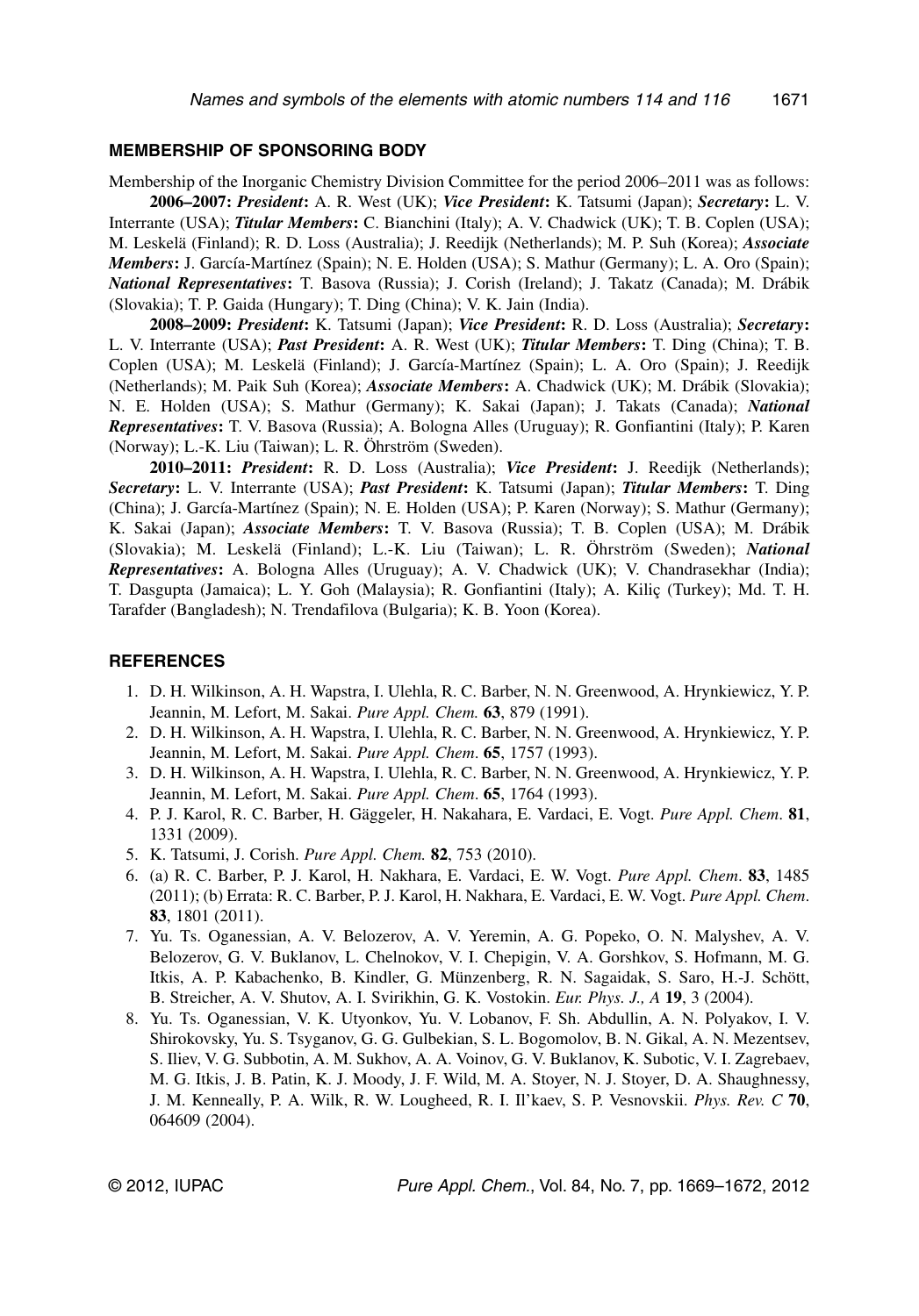## MEMBERSHIP OF SPONSORING BODY

Membership of the Inorganic Chemistry Division Committee for the period 2006–2011 was as follows:

**2006–2007:** ***President*****:** A. R. West (UK); ***Vice President*****:** K. Tatsumi (Japan); ***Secretary*****:** L. V. Interrante (USA); ***Titular Members*****:** C. Bianchini (Italy); A. V. Chadwick (UK); T. B. Coplen (USA); M. Leskelä (Finland); R. D. Loss (Australia); J. Reedijk (Netherlands); M. P. Suh (Korea); ***Associate Members*****:** J. García-Martínez (Spain); N. E. Holden (USA); S. Mathur (Germany); L. A. Oro (Spain); ***National Representatives*****:** T. Basova (Russia); J. Corish (Ireland); J. Takatz (Canada); M. Drábik (Slovakia); T. P. Gaida (Hungary); T. Ding (China); V. K. Jain (India).

**2008–2009:** ***President*****:** K. Tatsumi (Japan); ***Vice President*****:** R. D. Loss (Australia); ***Secretary*****:** L. V. Interrante (USA); ***Past President*****:** A. R. West (UK); ***Titular Members*****:** T. Ding (China); T. B. Coplen (USA); M. Leskelä (Finland); J. García-Martínez (Spain); L. A. Oro (Spain); J. Reedijk (Netherlands); M. Paik Suh (Korea); ***Associate Members*****:** A. Chadwick (UK); M. Drábik (Slovakia); N. E. Holden (USA); S. Mathur (Germany); K. Sakai (Japan); J. Takats (Canada); ***National Representatives*****:** T. V. Basova (Russia); A. Bologna Alles (Uruguay); R. Gonfiantini (Italy); P. Karen (Norway); L.-K. Liu (Taiwan); L. R. Öhrström (Sweden).

**2010–2011:** ***President*****:** R. D. Loss (Australia); ***Vice President*****:** J. Reedijk (Netherlands); ***Secretary*****:** L. V. Interrante (USA); ***Past President*****:** K. Tatsumi (Japan); ***Titular Members*****:** T. Ding (China); J. García-Martínez (Spain); N. E. Holden (USA); P. Karen (Norway); S. Mathur (Germany); K. Sakai (Japan); ***Associate Members*****:** T. V. Basova (Russia); T. B. Coplen (USA); M. Drábik (Slovakia); M. Leskelä (Finland); L.-K. Liu (Taiwan); L. R. Öhrström (Sweden); ***National Representatives*****:** A. Bologna Alles (Uruguay); A. V. Chadwick (UK); V. Chandrasekhar (India); T. Dasgupta (Jamaica); L. Y. Goh (Malaysia); R. Gonfiantini (Italy); A. Kiliç (Turkey); Md. T. H. Tarafder (Bangladesh); N. Trendafilova (Bulgaria); K. B. Yoon (Korea).

## REFERENCES

1. D. H. Wilkinson, A. H. Wapstra, I. Ulehla, R. C. Barber, N. N. Greenwood, A. Hrynkiewicz, Y. P. Jeannin, M. Lefort, M. Sakai. *Pure Appl. Chem.* **63**, 879 (1991).
2. D. H. Wilkinson, A. H. Wapstra, I. Ulehla, R. C. Barber, N. N. Greenwood, A. Hrynkiewicz, Y. P. Jeannin, M. Lefort, M. Sakai. *Pure Appl. Chem*. **65**, 1757 (1993).
3. D. H. Wilkinson, A. H. Wapstra, I. Ulehla, R. C. Barber, N. N. Greenwood, A. Hrynkiewicz, Y. P. Jeannin, M. Lefort, M. Sakai. *Pure Appl. Chem*. **65**, 1764 (1993).
4. P. J. Karol, R. C. Barber, H. Gäggeler, H. Nakahara, E. Vardaci, E. Vogt. *Pure Appl. Chem*. **81**, 1331 (2009).
5. K. Tatsumi, J. Corish. *Pure Appl. Chem.* **82**, 753 (2010).
6. (a) R. C. Barber, P. J. Karol, H. Nakhara, E. Vardaci, E. W. Vogt. *Pure Appl. Chem*. **83**, 1485 (2011); (b) Errata: R. C. Barber, P. J. Karol, H. Nakhara, E. Vardaci, E. W. Vogt. *Pure Appl. Chem*. **83**, 1801 (2011).
7. Yu. Ts. Oganessian, A. V. Belozerov, A. V. Yeremin, A. G. Popeko, O. N. Malyshev, A. V. Belozerov, G. V. Buklanov, L. Chelnokov, V. I. Chepigin, V. A. Gorshkov, S. Hofmann, M. G. Itkis, A. P. Kabachenko, B. Kindler, G. Münzenberg, R. N. Sagaidak, S. Saro, H.-J. Schött, B. Streicher, A. V. Shutov, A. I. Svirikhin, G. K. Vostokin. *Eur. Phys. J., A* **19**, 3 (2004).
8. Yu. Ts. Oganessian, V. K. Utyonkov, Yu. V. Lobanov, F. Sh. Abdullin, A. N. Polyakov, I. V. Shirokovsky, Yu. S. Tsyganov, G. G. Gulbekian, S. L. Bogomolov, B. N. Gikal, A. N. Mezentsev, S. Iliev, V. G. Subbotin, A. M. Sukhov, A. A. Voinov, G. V. Buklanov, K. Subotic, V. I. Zagrebaev, M. G. Itkis, J. B. Patin, K. J. Moody, J. F. Wild, M. A. Stoyer, N. J. Stoyer, D. A. Shaughnessy, J. M. Kenneally, P. A. Wilk, R. W. Lougheed, R. I. Il'kaev, S. P. Vesnovskii. *Phys. Rev. C* **70**, 064609 (2004).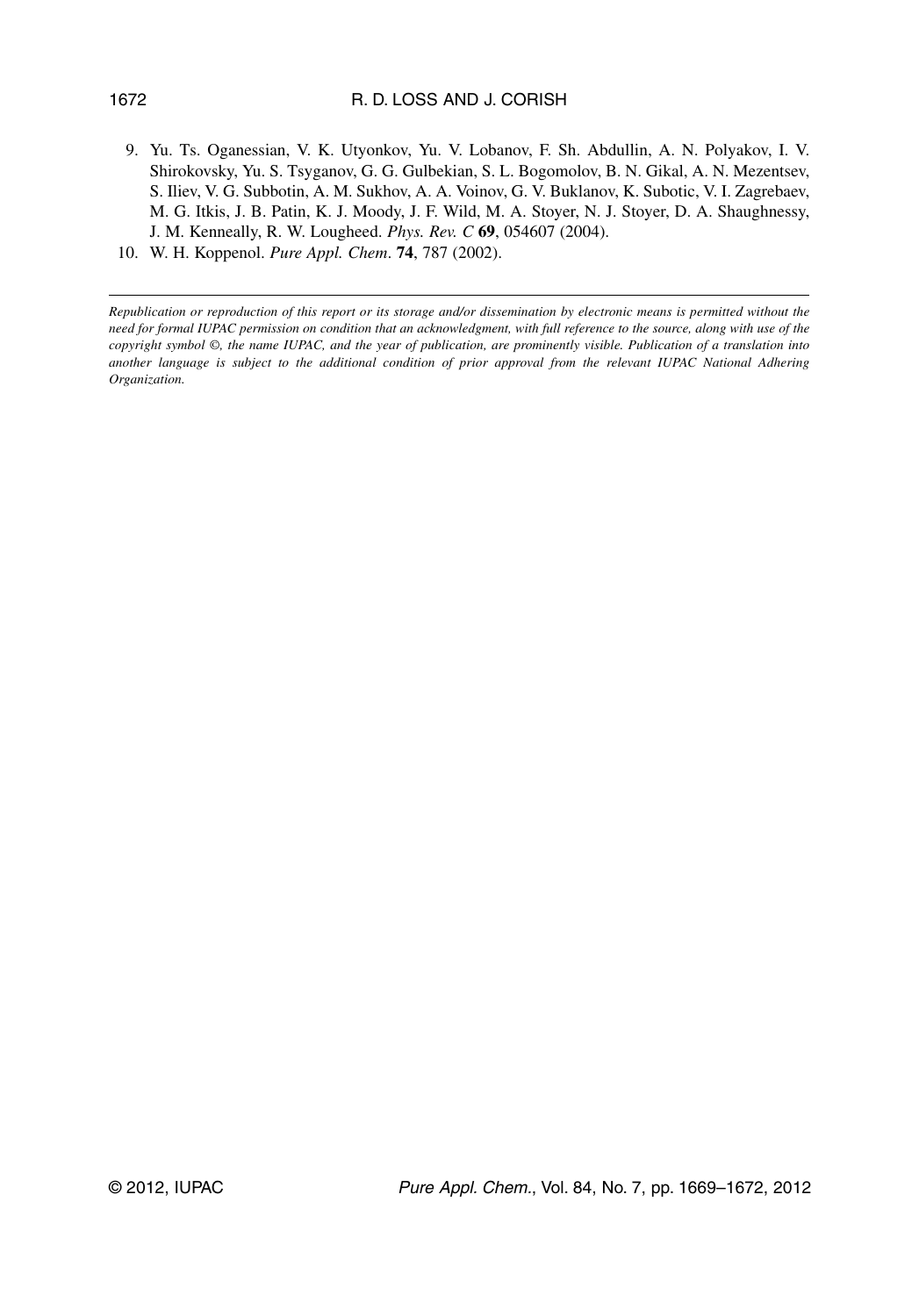9. Yu. Ts. Oganessian, V. K. Utyonkov, Yu. V. Lobanov, F. Sh. Abdullin, A. N. Polyakov, I. V. Shirokovsky, Yu. S. Tsyganov, G. G. Gulbekian, S. L. Bogomolov, B. N. Gikal, A. N. Mezentsev, S. Iliev, V. G. Subbotin, A. M. Sukhov, A. A. Voinov, G. V. Buklanov, K. Subotic, V. I. Zagrebaev, M. G. Itkis, J. B. Patin, K. J. Moody, J. F. Wild, M. A. Stoyer, N. J. Stoyer, D. A. Shaughnessy, J. M. Kenneally, R. W. Lougheed. *Phys. Rev. C* **69**, 054607 (2004).
10. W. H. Koppenol. *Pure Appl. Chem*. **74**, 787 (2002).

---

*Republication or reproduction of this report or its storage and/or dissemination by electronic means is permitted without the need for formal IUPAC permission on condition that an acknowledgment, with full reference to the source, along with use of the copyright symbol ©, the name IUPAC, and the year of publication, are prominently visible. Publication of a translation into another language is subject to the additional condition of prior approval from the relevant IUPAC National Adhering Organization.*